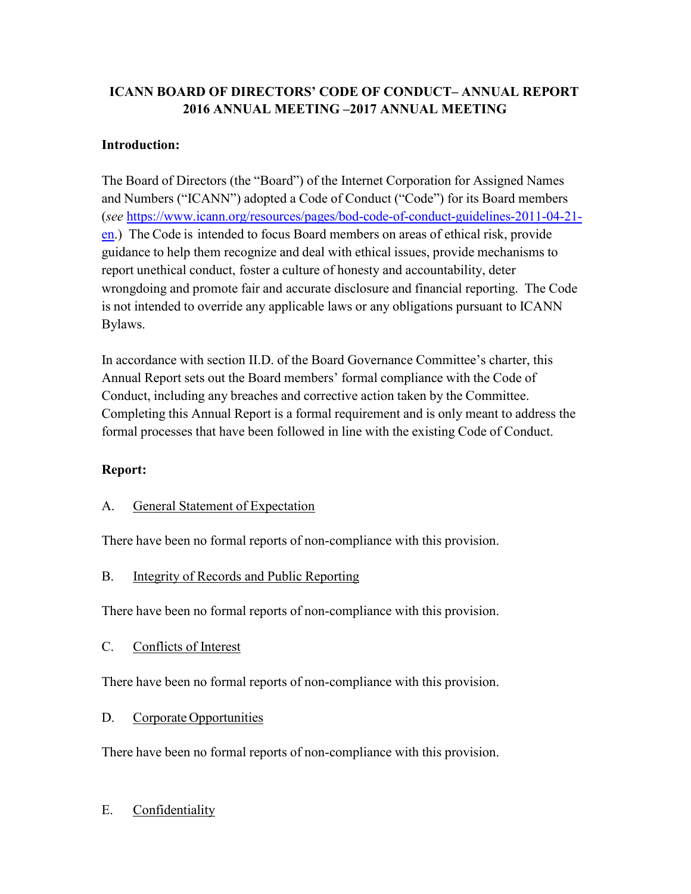**ICANN BOARD OF DIRECTORS' CODE OF CONDUCT– ANNUAL REPORT 2016 ANNUAL MEETING –2017 ANNUAL MEETING**

**Introduction:**

The Board of Directors (the "Board") of the Internet Corporation for Assigned Names and Numbers ("ICANN") adopted a Code of Conduct ("Code") for its Board members (*see* [https://www.icann.org/resources/pages/bod-code-of-conduct-guidelines-2011-04-21-en](https://www.icann.org/resources/pages/bod-code-of-conduct-guidelines-2011-04-21-en).) The Code is intended to focus Board members on areas of ethical risk, provide guidance to help them recognize and deal with ethical issues, provide mechanisms to report unethical conduct, foster a culture of honesty and accountability, deter wrongdoing and promote fair and accurate disclosure and financial reporting. The Code is not intended to override any applicable laws or any obligations pursuant to ICANN Bylaws.

In accordance with section II.D. of the Board Governance Committee's charter, this Annual Report sets out the Board members' formal compliance with the Code of Conduct, including any breaches and corrective action taken by the Committee. Completing this Annual Report is a formal requirement and is only meant to address the formal processes that have been followed in line with the existing Code of Conduct.

**Report:**

A. General Statement of Expectation

There have been no formal reports of non-compliance with this provision.

B. Integrity of Records and Public Reporting

There have been no formal reports of non-compliance with this provision.

C. Conflicts of Interest

There have been no formal reports of non-compliance with this provision.

D. Corporate Opportunities

There have been no formal reports of non-compliance with this provision.

E. Confidentiality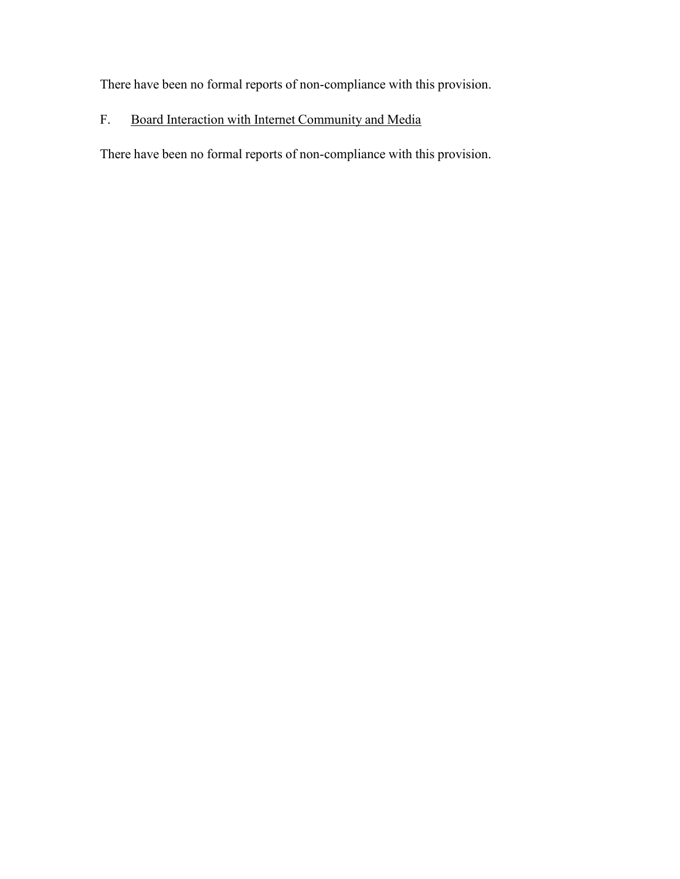There have been no formal reports of non-compliance with this provision.

F. Board Interaction with Internet Community and Media

There have been no formal reports of non-compliance with this provision.